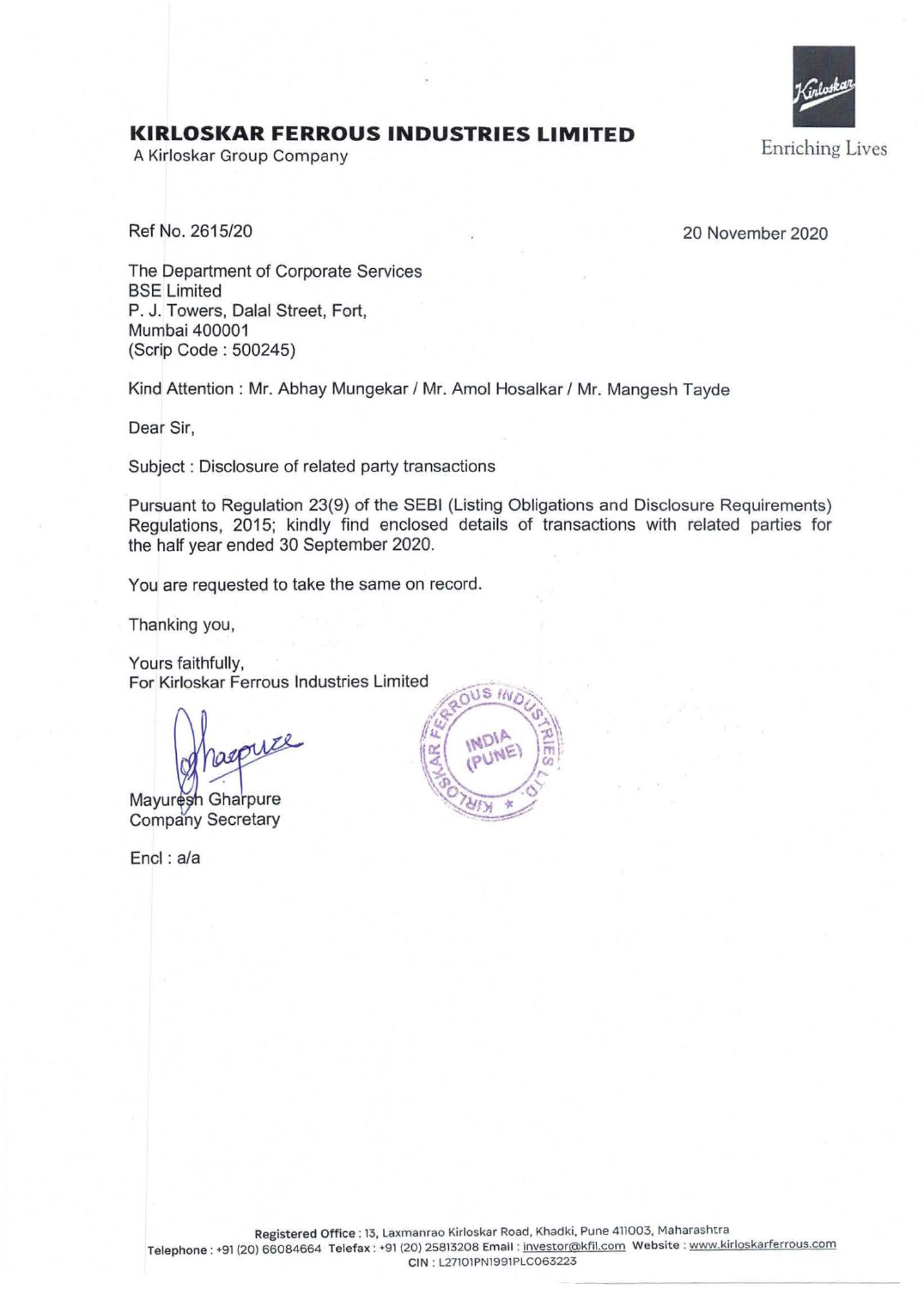# KIRLOSKAR FERROUS INDUSTRIES LIMITED

A Kirloskar Group Company

Enriching Lives

Ref No. 2615/20

20 November 2020

The Department of Corporate Services
BSE Limited
P. J. Towers, Dalal Street, Fort,
Mumbai 400001
(Scrip Code : 500245)

Kind Attention : Mr. Abhay Mungekar / Mr. Amol Hosalkar / Mr. Mangesh Tayde

Dear Sir,

Subject : Disclosure of related party transactions

Pursuant to Regulation 23(9) of the SEBI (Listing Obligations and Disclosure Requirements) Regulations, 2015; kindly find enclosed details of transactions with related parties for the half year ended 30 September 2020.

You are requested to take the same on record.

Thanking you,

Yours faithfully,
For Kirloskar Ferrous Industries Limited

Mayuresh Gharpure
Company Secretary

Encl : a/a

Registered Office : 13, Laxmanrao Kirloskar Road, Khadki, Pune 411003, Maharashtra
Telephone : +91 (20) 66084664 Telefax : +91 (20) 25813208 Email : investor@kfil.com Website : www.kirloskarferrous.com
CIN : L27101PN1991PLC063223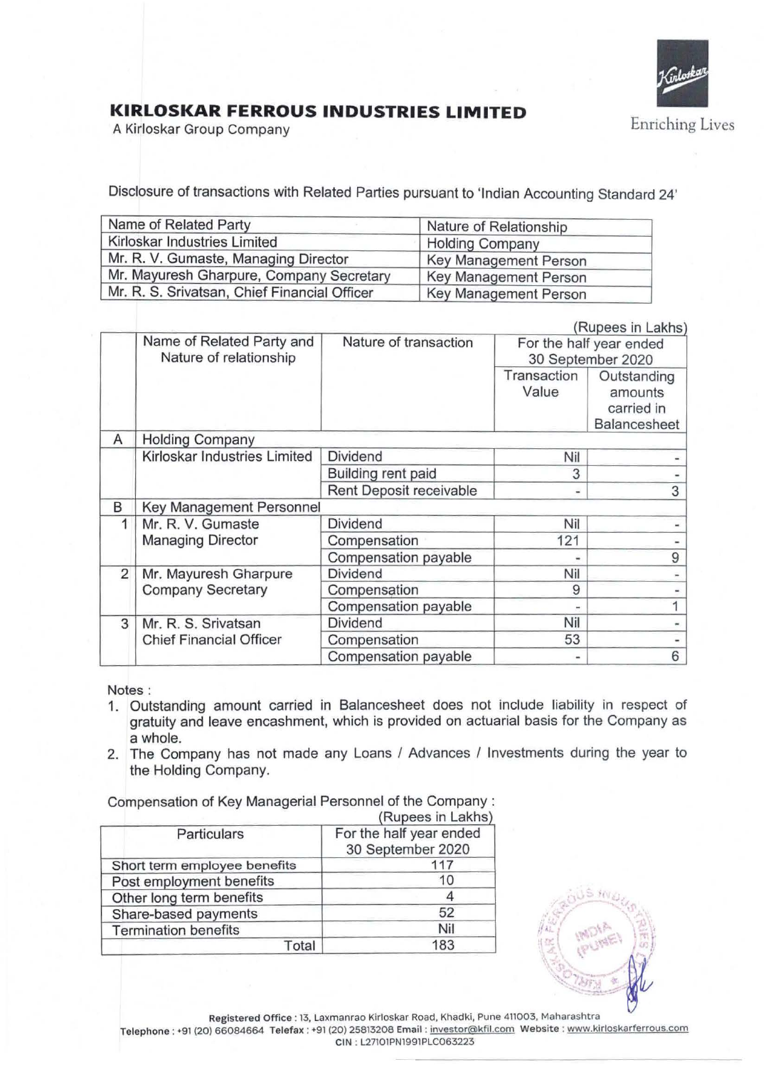# KIRLOSKAR FERROUS INDUSTRIES LIMITED

A Kirloskar Group Company

Enriching Lives

Disclosure of transactions with Related Parties pursuant to 'Indian Accounting Standard 24'

| Name of Related Party | Nature of Relationship |
|---|---|
| Kirloskar Industries Limited | Holding Company |
| Mr. R. V. Gumaste, Managing Director | Key Management Person |
| Mr. Mayuresh Gharpure, Company Secretary | Key Management Person |
| Mr. R. S. Srivatsan, Chief Financial Officer | Key Management Person |

(Rupees in Lakhs)

| | Name of Related Party and Nature of relationship | Nature of transaction | For the half year ended 30 September 2020 | |
|---|---|---|---|---|
| | | | Transaction Value | Outstanding amounts carried in Balancesheet |
| A | Holding Company | | | |
| | Kirloskar Industries Limited | Dividend | Nil | - |
| | | Building rent paid | 3 | - |
| | | Rent Deposit receivable | - | 3 |
| B | Key Management Personnel | | | |
| 1 | Mr. R. V. Gumaste Managing Director | Dividend | Nil | - |
| | | Compensation | 121 | - |
| | | Compensation payable | - | 9 |
| 2 | Mr. Mayuresh Gharpure Company Secretary | Dividend | Nil | - |
| | | Compensation | 9 | - |
| | | Compensation payable | - | 1 |
| 3 | Mr. R. S. Srivatsan Chief Financial Officer | Dividend | Nil | - |
| | | Compensation | 53 | - |
| | | Compensation payable | - | 6 |

Notes :

1. Outstanding amount carried in Balancesheet does not include liability in respect of gratuity and leave encashment, which is provided on actuarial basis for the Company as a whole.
2. The Company has not made any Loans / Advances / Investments during the year to the Holding Company.

Compensation of Key Managerial Personnel of the Company :

(Rupees in Lakhs)

| Particulars | For the half year ended 30 September 2020 |
|---|---|
| Short term employee benefits | 117 |
| Post employment benefits | 10 |
| Other long term benefits | 4 |
| Share-based payments | 52 |
| Termination benefits | Nil |
| Total | 183 |

**Registered Office :** 13, Laxmanrao Kirloskar Road, Khadki, Pune 411003, Maharashtra
**Telephone :** +91 (20) 66084664 **Telefax :** +91 (20) 25813208 **Email :** investor@kfil.com **Website :** www.kirloskarferrous.com
**CIN :** L27101PN1991PLC063223